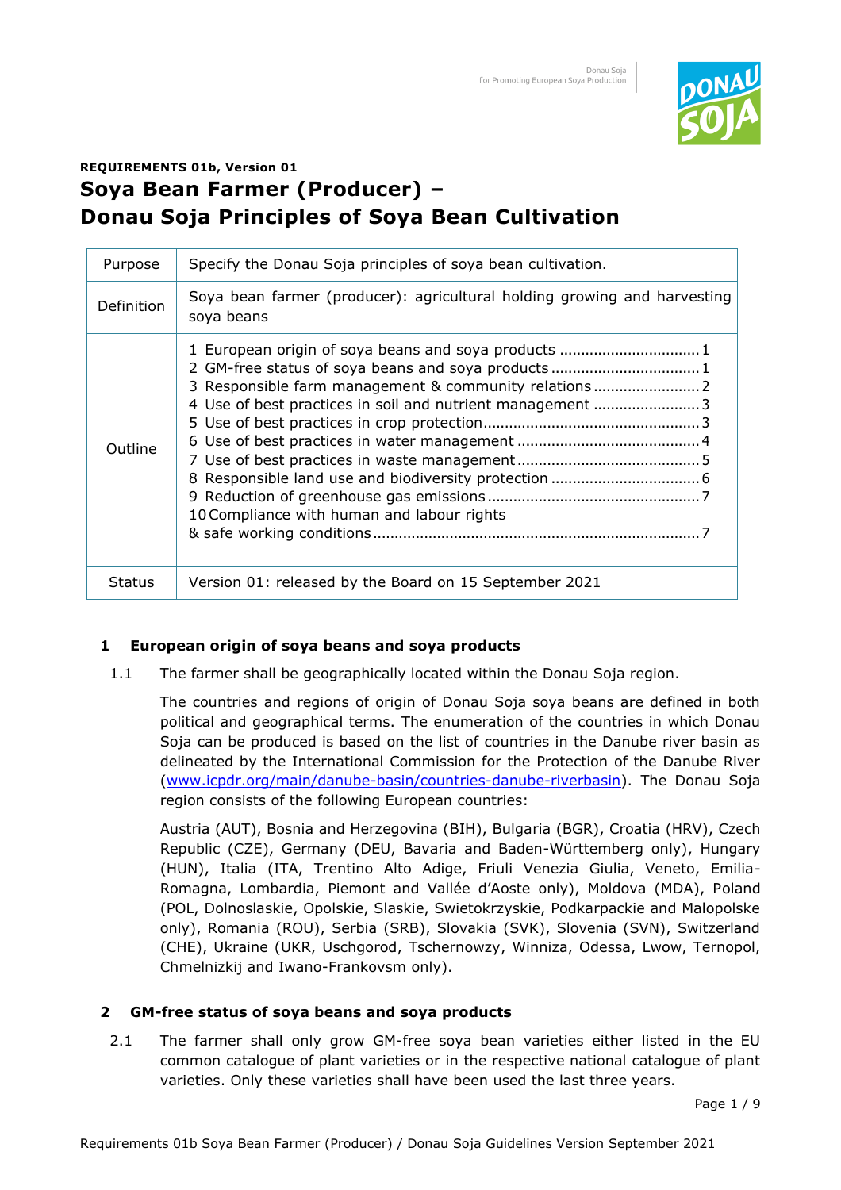**REQUIREMENTS 01b, Version 01**

# Soya Bean Farmer (Producer) – Donau Soja Principles of Soya Bean Cultivation

| | |
|---|---|
| Purpose | Specify the Donau Soja principles of soya bean cultivation. |
| Definition | Soya bean farmer (producer): agricultural holding growing and harvesting soya beans |
| Outline | 1 European origin of soya beans and soya products ..... 1<br>2 GM-free status of soya beans and soya products ..... 1<br>3 Responsible farm management & community relations ..... 2<br>4 Use of best practices in soil and nutrient management ..... 3<br>5 Use of best practices in crop protection ..... 3<br>6 Use of best practices in water management ..... 4<br>7 Use of best practices in waste management ..... 5<br>8 Responsible land use and biodiversity protection ..... 6<br>9 Reduction of greenhouse gas emissions ..... 7<br>10 Compliance with human and labour rights & safe working conditions ..... 7 |
| Status | Version 01: released by the Board on 15 September 2021 |

## 1 European origin of soya beans and soya products

1.1 The farmer shall be geographically located within the Donau Soja region.

The countries and regions of origin of Donau Soja soya beans are defined in both political and geographical terms. The enumeration of the countries in which Donau Soja can be produced is based on the list of countries in the Danube river basin as delineated by the International Commission for the Protection of the Danube River (www.icpdr.org/main/danube-basin/countries-danube-riverbasin). The Donau Soja region consists of the following European countries:

Austria (AUT), Bosnia and Herzegovina (BIH), Bulgaria (BGR), Croatia (HRV), Czech Republic (CZE), Germany (DEU, Bavaria and Baden-Württemberg only), Hungary (HUN), Italia (ITA, Trentino Alto Adige, Friuli Venezia Giulia, Veneto, Emilia-Romagna, Lombardia, Piemont and Vallée d'Aoste only), Moldova (MDA), Poland (POL, Dolnoslaskie, Opolskie, Slaskie, Swietokrzyskie, Podkarpackie and Malopolske only), Romania (ROU), Serbia (SRB), Slovakia (SVK), Slovenia (SVN), Switzerland (CHE), Ukraine (UKR, Uschgorod, Tschernowzy, Winniza, Odessa, Lwow, Ternopol, Chmelnizkij and Iwano-Frankovsm only).

## 2 GM-free status of soya beans and soya products

2.1 The farmer shall only grow GM-free soya bean varieties either listed in the EU common catalogue of plant varieties or in the respective national catalogue of plant varieties. Only these varieties shall have been used the last three years.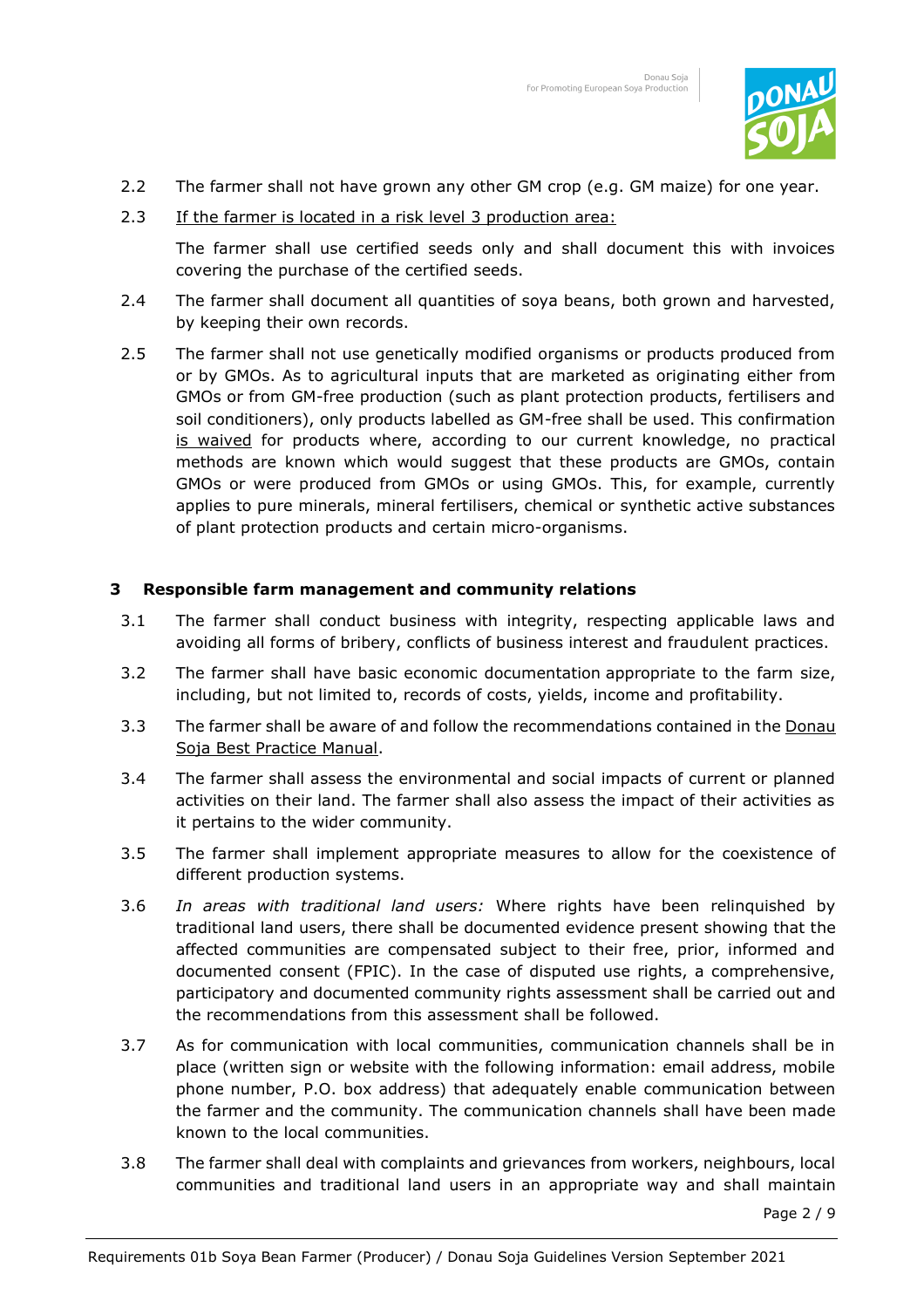2.2 The farmer shall not have grown any other GM crop (e.g. GM maize) for one year.

2.3 <u>If the farmer is located in a risk level 3 production area:</u>

The farmer shall use certified seeds only and shall document this with invoices covering the purchase of the certified seeds.

2.4 The farmer shall document all quantities of soya beans, both grown and harvested, by keeping their own records.

2.5 The farmer shall not use genetically modified organisms or products produced from or by GMOs. As to agricultural inputs that are marketed as originating either from GMOs or from GM-free production (such as plant protection products, fertilisers and soil conditioners), only products labelled as GM-free shall be used. This confirmation <u>is waived</u> for products where, according to our current knowledge, no practical methods are known which would suggest that these products are GMOs, contain GMOs or were produced from GMOs or using GMOs. This, for example, currently applies to pure minerals, mineral fertilisers, chemical or synthetic active substances of plant protection products and certain micro-organisms.

## 3 Responsible farm management and community relations

3.1 The farmer shall conduct business with integrity, respecting applicable laws and avoiding all forms of bribery, conflicts of business interest and fraudulent practices.

3.2 The farmer shall have basic economic documentation appropriate to the farm size, including, but not limited to, records of costs, yields, income and profitability.

3.3 The farmer shall be aware of and follow the recommendations contained in the <u>Donau Soja Best Practice Manual</u>.

3.4 The farmer shall assess the environmental and social impacts of current or planned activities on their land. The farmer shall also assess the impact of their activities as it pertains to the wider community.

3.5 The farmer shall implement appropriate measures to allow for the coexistence of different production systems.

3.6 *In areas with traditional land users:* Where rights have been relinquished by traditional land users, there shall be documented evidence present showing that the affected communities are compensated subject to their free, prior, informed and documented consent (FPIC). In the case of disputed use rights, a comprehensive, participatory and documented community rights assessment shall be carried out and the recommendations from this assessment shall be followed.

3.7 As for communication with local communities, communication channels shall be in place (written sign or website with the following information: email address, mobile phone number, P.O. box address) that adequately enable communication between the farmer and the community. The communication channels shall have been made known to the local communities.

3.8 The farmer shall deal with complaints and grievances from workers, neighbours, local communities and traditional land users in an appropriate way and shall maintain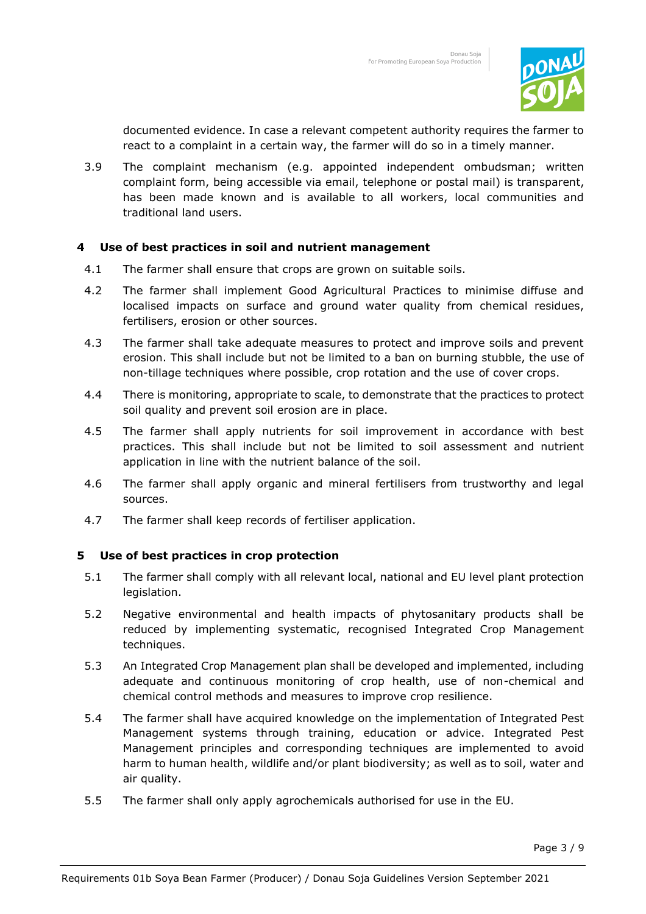documented evidence. In case a relevant competent authority requires the farmer to react to a complaint in a certain way, the farmer will do so in a timely manner.

3.9 The complaint mechanism (e.g. appointed independent ombudsman; written complaint form, being accessible via email, telephone or postal mail) is transparent, has been made known and is available to all workers, local communities and traditional land users.

## 4 Use of best practices in soil and nutrient management

4.1 The farmer shall ensure that crops are grown on suitable soils.

4.2 The farmer shall implement Good Agricultural Practices to minimise diffuse and localised impacts on surface and ground water quality from chemical residues, fertilisers, erosion or other sources.

4.3 The farmer shall take adequate measures to protect and improve soils and prevent erosion. This shall include but not be limited to a ban on burning stubble, the use of non-tillage techniques where possible, crop rotation and the use of cover crops.

4.4 There is monitoring, appropriate to scale, to demonstrate that the practices to protect soil quality and prevent soil erosion are in place.

4.5 The farmer shall apply nutrients for soil improvement in accordance with best practices. This shall include but not be limited to soil assessment and nutrient application in line with the nutrient balance of the soil.

4.6 The farmer shall apply organic and mineral fertilisers from trustworthy and legal sources.

4.7 The farmer shall keep records of fertiliser application.

## 5 Use of best practices in crop protection

5.1 The farmer shall comply with all relevant local, national and EU level plant protection legislation.

5.2 Negative environmental and health impacts of phytosanitary products shall be reduced by implementing systematic, recognised Integrated Crop Management techniques.

5.3 An Integrated Crop Management plan shall be developed and implemented, including adequate and continuous monitoring of crop health, use of non-chemical and chemical control methods and measures to improve crop resilience.

5.4 The farmer shall have acquired knowledge on the implementation of Integrated Pest Management systems through training, education or advice. Integrated Pest Management principles and corresponding techniques are implemented to avoid harm to human health, wildlife and/or plant biodiversity; as well as to soil, water and air quality.

5.5 The farmer shall only apply agrochemicals authorised for use in the EU.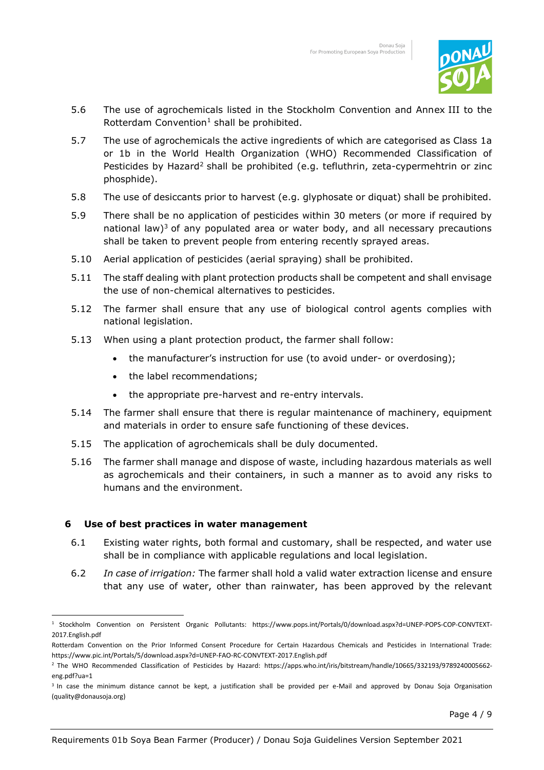5.6 The use of agrochemicals listed in the Stockholm Convention and Annex III to the Rotterdam Convention[1] shall be prohibited.

5.7 The use of agrochemicals the active ingredients of which are categorised as Class 1a or 1b in the World Health Organization (WHO) Recommended Classification of Pesticides by Hazard[2] shall be prohibited (e.g. tefluthrin, zeta-cypermehtrin or zinc phosphide).

5.8 The use of desiccants prior to harvest (e.g. glyphosate or diquat) shall be prohibited.

5.9 There shall be no application of pesticides within 30 meters (or more if required by national law)[3] of any populated area or water body, and all necessary precautions shall be taken to prevent people from entering recently sprayed areas.

5.10 Aerial application of pesticides (aerial spraying) shall be prohibited.

5.11 The staff dealing with plant protection products shall be competent and shall envisage the use of non-chemical alternatives to pesticides.

5.12 The farmer shall ensure that any use of biological control agents complies with national legislation.

5.13 When using a plant protection product, the farmer shall follow:

- the manufacturer's instruction for use (to avoid under- or overdosing);
- the label recommendations;
- the appropriate pre-harvest and re-entry intervals.

5.14 The farmer shall ensure that there is regular maintenance of machinery, equipment and materials in order to ensure safe functioning of these devices.

5.15 The application of agrochemicals shall be duly documented.

5.16 The farmer shall manage and dispose of waste, including hazardous materials as well as agrochemicals and their containers, in such a manner as to avoid any risks to humans and the environment.

## 6 Use of best practices in water management

6.1 Existing water rights, both formal and customary, shall be respected, and water use shall be in compliance with applicable regulations and local legislation.

6.2 *In case of irrigation:* The farmer shall hold a valid water extraction license and ensure that any use of water, other than rainwater, has been approved by the relevant

---

[1] Stockholm Convention on Persistent Organic Pollutants: https://www.pops.int/Portals/0/download.aspx?d=UNEP-POPS-COP-CONVTEXT-2017.English.pdf

Rotterdam Convention on the Prior Informed Consent Procedure for Certain Hazardous Chemicals and Pesticides in International Trade: https://www.pic.int/Portals/5/download.aspx?d=UNEP-FAO-RC-CONVTEXT-2017.English.pdf

[2] The WHO Recommended Classification of Pesticides by Hazard: https://apps.who.int/iris/bitstream/handle/10665/332193/9789240005662-eng.pdf?ua=1

[3] In case the minimum distance cannot be kept, a justification shall be provided per e-Mail and approved by Donau Soja Organisation (quality@donausoja.org)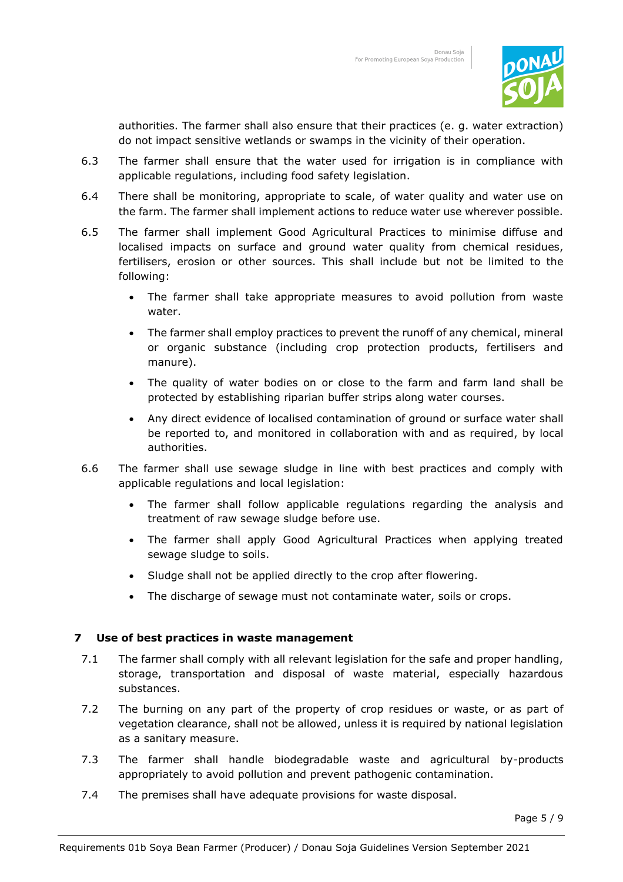authorities. The farmer shall also ensure that their practices (e. g. water extraction) do not impact sensitive wetlands or swamps in the vicinity of their operation.

6.3 The farmer shall ensure that the water used for irrigation is in compliance with applicable regulations, including food safety legislation.

6.4 There shall be monitoring, appropriate to scale, of water quality and water use on the farm. The farmer shall implement actions to reduce water use wherever possible.

6.5 The farmer shall implement Good Agricultural Practices to minimise diffuse and localised impacts on surface and ground water quality from chemical residues, fertilisers, erosion or other sources. This shall include but not be limited to the following:

- The farmer shall take appropriate measures to avoid pollution from waste water.
- The farmer shall employ practices to prevent the runoff of any chemical, mineral or organic substance (including crop protection products, fertilisers and manure).
- The quality of water bodies on or close to the farm and farm land shall be protected by establishing riparian buffer strips along water courses.
- Any direct evidence of localised contamination of ground or surface water shall be reported to, and monitored in collaboration with and as required, by local authorities.

6.6 The farmer shall use sewage sludge in line with best practices and comply with applicable regulations and local legislation:

- The farmer shall follow applicable regulations regarding the analysis and treatment of raw sewage sludge before use.
- The farmer shall apply Good Agricultural Practices when applying treated sewage sludge to soils.
- Sludge shall not be applied directly to the crop after flowering.
- The discharge of sewage must not contaminate water, soils or crops.

## 7 Use of best practices in waste management

7.1 The farmer shall comply with all relevant legislation for the safe and proper handling, storage, transportation and disposal of waste material, especially hazardous substances.

7.2 The burning on any part of the property of crop residues or waste, or as part of vegetation clearance, shall not be allowed, unless it is required by national legislation as a sanitary measure.

7.3 The farmer shall handle biodegradable waste and agricultural by-products appropriately to avoid pollution and prevent pathogenic contamination.

7.4 The premises shall have adequate provisions for waste disposal.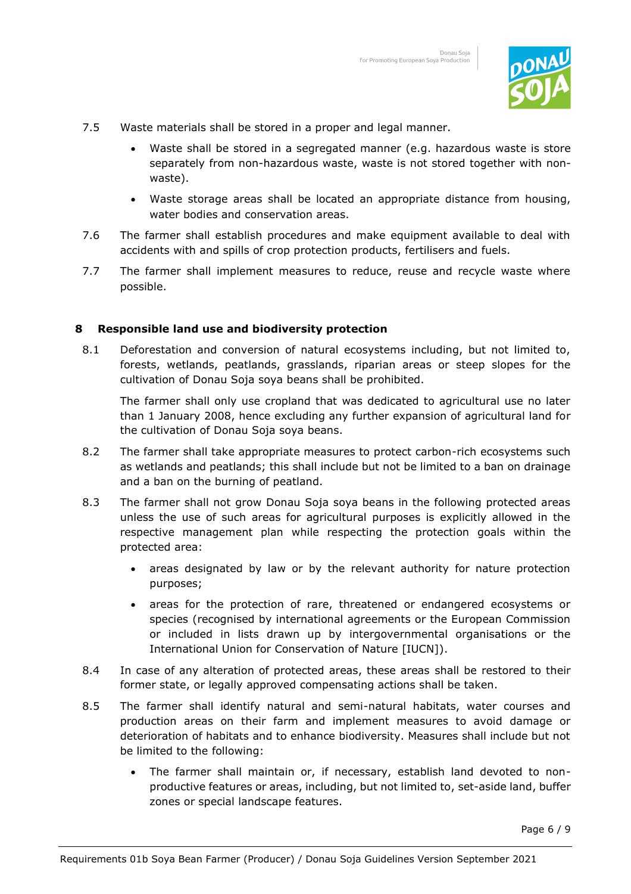7.5 Waste materials shall be stored in a proper and legal manner.

- Waste shall be stored in a segregated manner (e.g. hazardous waste is store separately from non-hazardous waste, waste is not stored together with non-waste).
- Waste storage areas shall be located an appropriate distance from housing, water bodies and conservation areas.

7.6 The farmer shall establish procedures and make equipment available to deal with accidents with and spills of crop protection products, fertilisers and fuels.

7.7 The farmer shall implement measures to reduce, reuse and recycle waste where possible.

## 8 Responsible land use and biodiversity protection

8.1 Deforestation and conversion of natural ecosystems including, but not limited to, forests, wetlands, peatlands, grasslands, riparian areas or steep slopes for the cultivation of Donau Soja soya beans shall be prohibited.

The farmer shall only use cropland that was dedicated to agricultural use no later than 1 January 2008, hence excluding any further expansion of agricultural land for the cultivation of Donau Soja soya beans.

8.2 The farmer shall take appropriate measures to protect carbon-rich ecosystems such as wetlands and peatlands; this shall include but not be limited to a ban on drainage and a ban on the burning of peatland.

8.3 The farmer shall not grow Donau Soja soya beans in the following protected areas unless the use of such areas for agricultural purposes is explicitly allowed in the respective management plan while respecting the protection goals within the protected area:

- areas designated by law or by the relevant authority for nature protection purposes;
- areas for the protection of rare, threatened or endangered ecosystems or species (recognised by international agreements or the European Commission or included in lists drawn up by intergovernmental organisations or the International Union for Conservation of Nature [IUCN]).

8.4 In case of any alteration of protected areas, these areas shall be restored to their former state, or legally approved compensating actions shall be taken.

8.5 The farmer shall identify natural and semi-natural habitats, water courses and production areas on their farm and implement measures to avoid damage or deterioration of habitats and to enhance biodiversity. Measures shall include but not be limited to the following:

- The farmer shall maintain or, if necessary, establish land devoted to non-productive features or areas, including, but not limited to, set-aside land, buffer zones or special landscape features.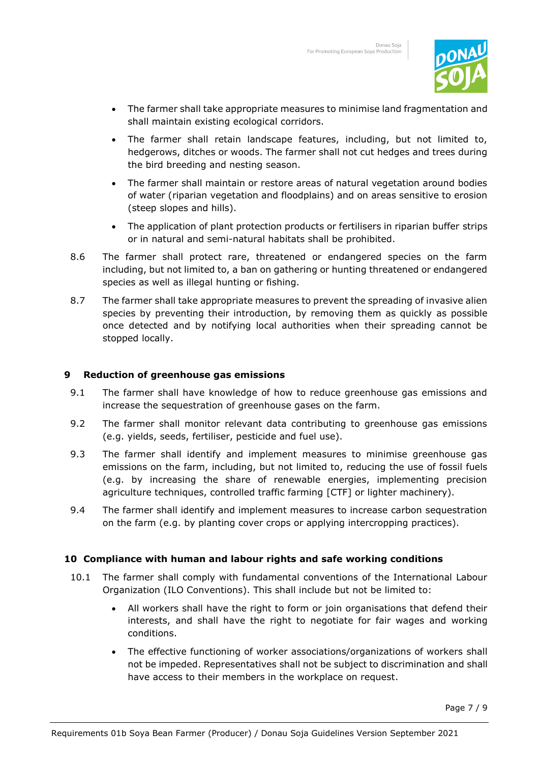- The farmer shall take appropriate measures to minimise land fragmentation and shall maintain existing ecological corridors.
- The farmer shall retain landscape features, including, but not limited to, hedgerows, ditches or woods. The farmer shall not cut hedges and trees during the bird breeding and nesting season.
- The farmer shall maintain or restore areas of natural vegetation around bodies of water (riparian vegetation and floodplains) and on areas sensitive to erosion (steep slopes and hills).
- The application of plant protection products or fertilisers in riparian buffer strips or in natural and semi-natural habitats shall be prohibited.

8.6 The farmer shall protect rare, threatened or endangered species on the farm including, but not limited to, a ban on gathering or hunting threatened or endangered species as well as illegal hunting or fishing.

8.7 The farmer shall take appropriate measures to prevent the spreading of invasive alien species by preventing their introduction, by removing them as quickly as possible once detected and by notifying local authorities when their spreading cannot be stopped locally.

## 9 Reduction of greenhouse gas emissions

9.1 The farmer shall have knowledge of how to reduce greenhouse gas emissions and increase the sequestration of greenhouse gases on the farm.

9.2 The farmer shall monitor relevant data contributing to greenhouse gas emissions (e.g. yields, seeds, fertiliser, pesticide and fuel use).

9.3 The farmer shall identify and implement measures to minimise greenhouse gas emissions on the farm, including, but not limited to, reducing the use of fossil fuels (e.g. by increasing the share of renewable energies, implementing precision agriculture techniques, controlled traffic farming [CTF] or lighter machinery).

9.4 The farmer shall identify and implement measures to increase carbon sequestration on the farm (e.g. by planting cover crops or applying intercropping practices).

## 10 Compliance with human and labour rights and safe working conditions

10.1 The farmer shall comply with fundamental conventions of the International Labour Organization (ILO Conventions). This shall include but not be limited to:

- All workers shall have the right to form or join organisations that defend their interests, and shall have the right to negotiate for fair wages and working conditions.
- The effective functioning of worker associations/organizations of workers shall not be impeded. Representatives shall not be subject to discrimination and shall have access to their members in the workplace on request.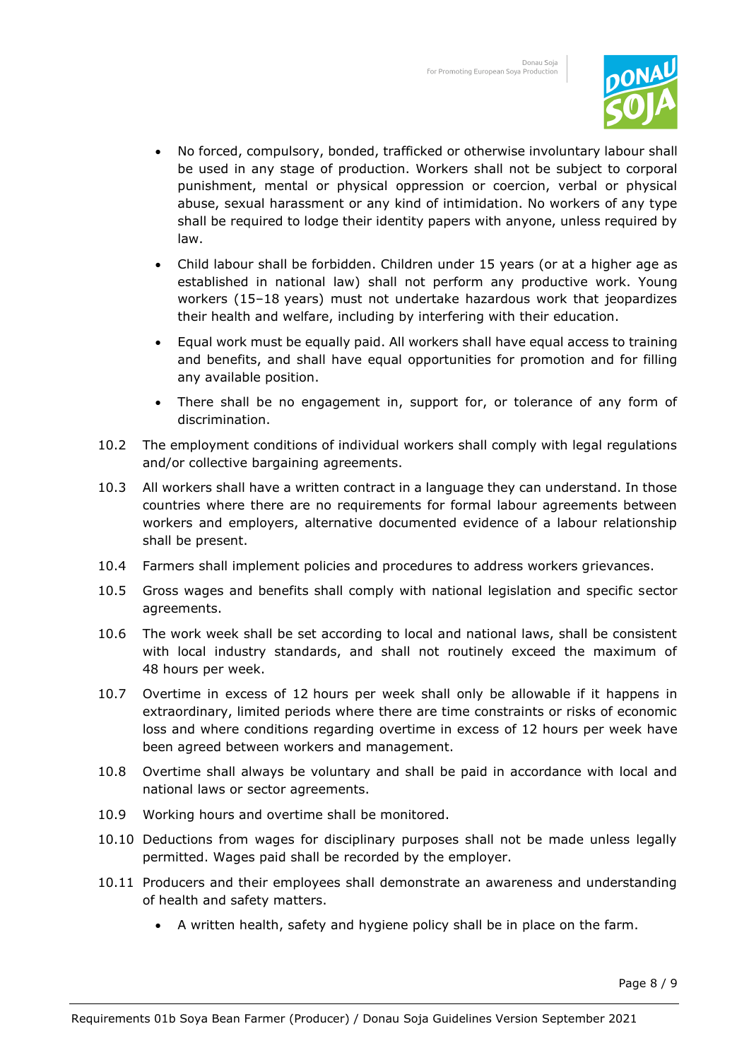- No forced, compulsory, bonded, trafficked or otherwise involuntary labour shall be used in any stage of production. Workers shall not be subject to corporal punishment, mental or physical oppression or coercion, verbal or physical abuse, sexual harassment or any kind of intimidation. No workers of any type shall be required to lodge their identity papers with anyone, unless required by law.
- Child labour shall be forbidden. Children under 15 years (or at a higher age as established in national law) shall not perform any productive work. Young workers (15–18 years) must not undertake hazardous work that jeopardizes their health and welfare, including by interfering with their education.
- Equal work must be equally paid. All workers shall have equal access to training and benefits, and shall have equal opportunities for promotion and for filling any available position.
- There shall be no engagement in, support for, or tolerance of any form of discrimination.

10.2 The employment conditions of individual workers shall comply with legal regulations and/or collective bargaining agreements.

10.3 All workers shall have a written contract in a language they can understand. In those countries where there are no requirements for formal labour agreements between workers and employers, alternative documented evidence of a labour relationship shall be present.

10.4 Farmers shall implement policies and procedures to address workers grievances.

10.5 Gross wages and benefits shall comply with national legislation and specific sector agreements.

10.6 The work week shall be set according to local and national laws, shall be consistent with local industry standards, and shall not routinely exceed the maximum of 48 hours per week.

10.7 Overtime in excess of 12 hours per week shall only be allowable if it happens in extraordinary, limited periods where there are time constraints or risks of economic loss and where conditions regarding overtime in excess of 12 hours per week have been agreed between workers and management.

10.8 Overtime shall always be voluntary and shall be paid in accordance with local and national laws or sector agreements.

10.9 Working hours and overtime shall be monitored.

10.10 Deductions from wages for disciplinary purposes shall not be made unless legally permitted. Wages paid shall be recorded by the employer.

10.11 Producers and their employees shall demonstrate an awareness and understanding of health and safety matters.

- A written health, safety and hygiene policy shall be in place on the farm.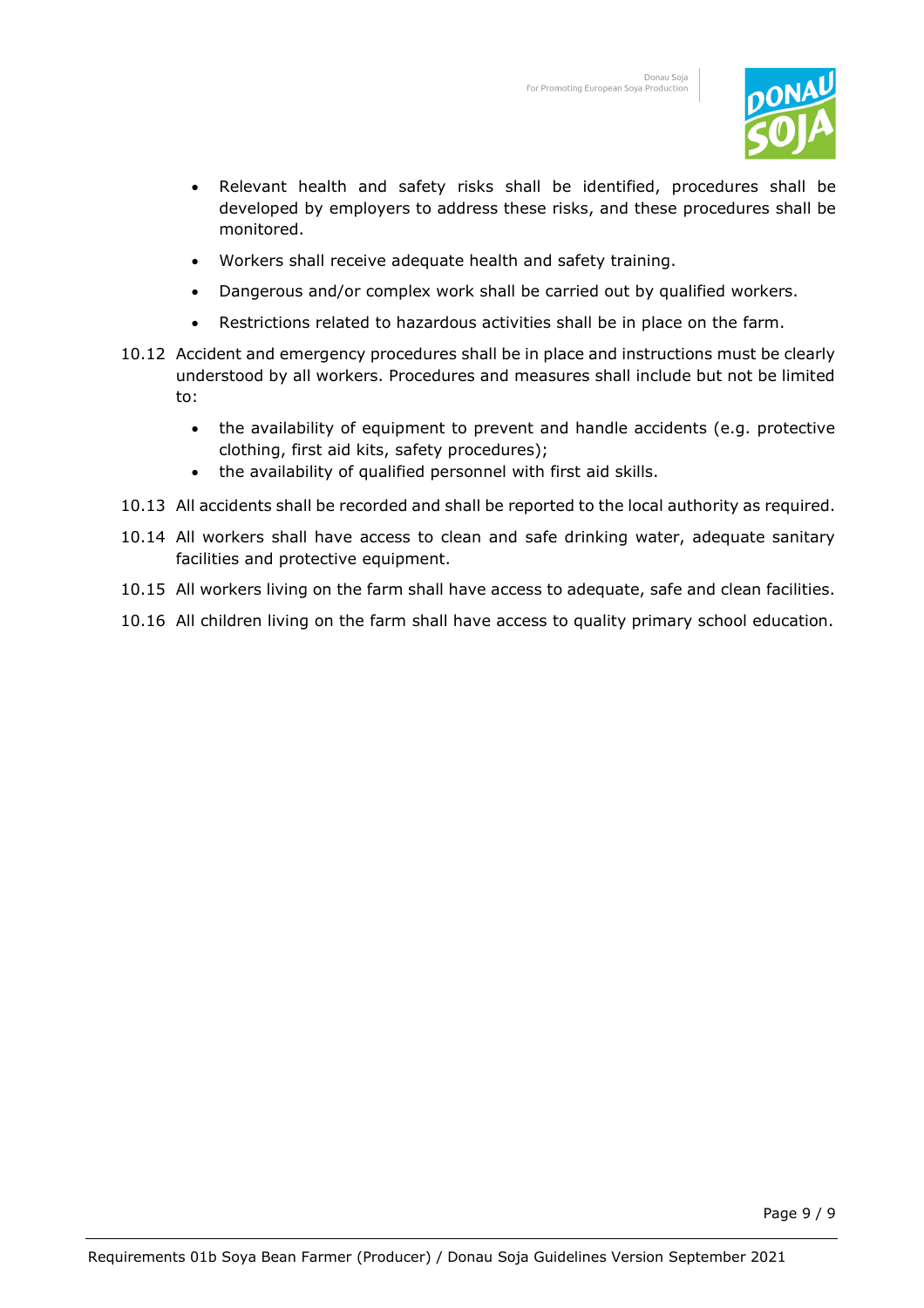- Relevant health and safety risks shall be identified, procedures shall be developed by employers to address these risks, and these procedures shall be monitored.
- Workers shall receive adequate health and safety training.
- Dangerous and/or complex work shall be carried out by qualified workers.
- Restrictions related to hazardous activities shall be in place on the farm.

10.12 Accident and emergency procedures shall be in place and instructions must be clearly understood by all workers. Procedures and measures shall include but not be limited to:

- the availability of equipment to prevent and handle accidents (e.g. protective clothing, first aid kits, safety procedures);
- the availability of qualified personnel with first aid skills.

10.13 All accidents shall be recorded and shall be reported to the local authority as required.

10.14 All workers shall have access to clean and safe drinking water, adequate sanitary facilities and protective equipment.

10.15 All workers living on the farm shall have access to adequate, safe and clean facilities.

10.16 All children living on the farm shall have access to quality primary school education.